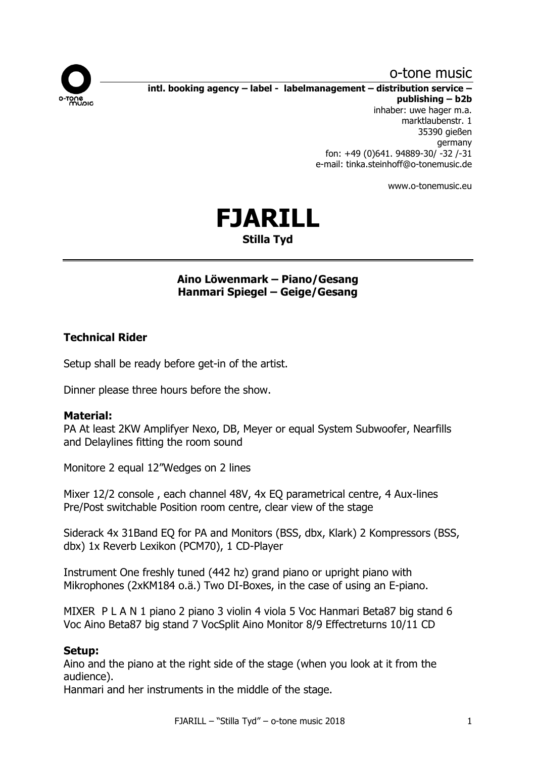o-tone music

**intl. booking agency – label - labelmanagement – distribution service – publishing – b2b**

inhaber: uwe hager m.a.
marktlaubenstr. 1
35390 gießen
germany
fon: +49 (0)641. 94889-30/ -32 /-31
e-mail: tinka.steinhoff@o-tonemusic.de

www.o-tonemusic.eu

# FJARILL

**Stilla Tyd**

---

**Aino Löwenmark – Piano/Gesang**
**Hanmari Spiegel – Geige/Gesang**

### Technical Rider

Setup shall be ready before get-in of the artist.

Dinner please three hours before the show.

**Material:**

PA At least 2KW Amplifyer Nexo, DB, Meyer or equal System Subwoofer, Nearfills and Delaylines fitting the room sound

Monitore 2 equal 12"Wedges on 2 lines

Mixer 12/2 console , each channel 48V, 4x EQ parametrical centre, 4 Aux-lines Pre/Post switchable Position room centre, clear view of the stage

Siderack 4x 31Band EQ for PA and Monitors (BSS, dbx, Klark) 2 Kompressors (BSS, dbx) 1x Reverb Lexikon (PCM70), 1 CD-Player

Instrument One freshly tuned (442 hz) grand piano or upright piano with Mikrophones (2xKM184 o.ä.) Two DI-Boxes, in the case of using an E-piano.

MIXER P L A N 1 piano 2 piano 3 violin 4 viola 5 Voc Hanmari Beta87 big stand 6 Voc Aino Beta87 big stand 7 VocSplit Aino Monitor 8/9 Effectreturns 10/11 CD

**Setup:**

Aino and the piano at the right side of the stage (when you look at it from the audience).
Hanmari and her instruments in the middle of the stage.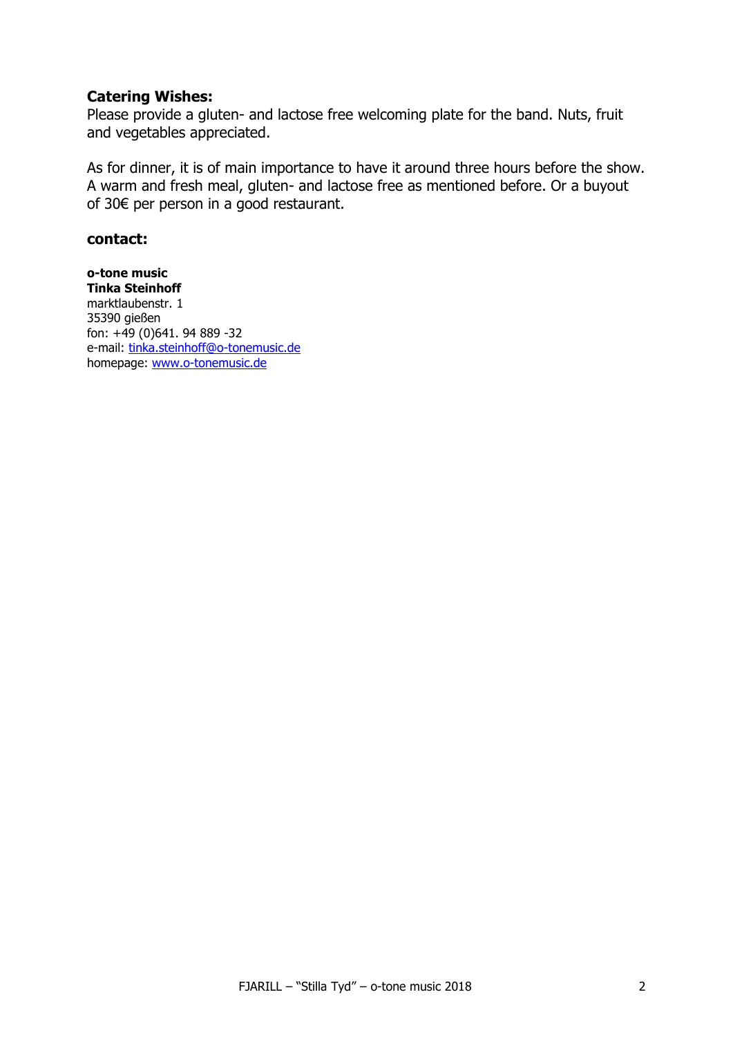### Catering Wishes:

Please provide a gluten- and lactose free welcoming plate for the band. Nuts, fruit and vegetables appreciated.

As for dinner, it is of main importance to have it around three hours before the show. A warm and fresh meal, gluten- and lactose free as mentioned before. Or a buyout of 30€ per person in a good restaurant.

### contact:

**o-tone music**
**Tinka Steinhoff**
marktlaubenstr. 1
35390 gießen
fon: +49 (0)641. 94 889 -32
e-mail: tinka.steinhoff@o-tonemusic.de
homepage: www.o-tonemusic.de